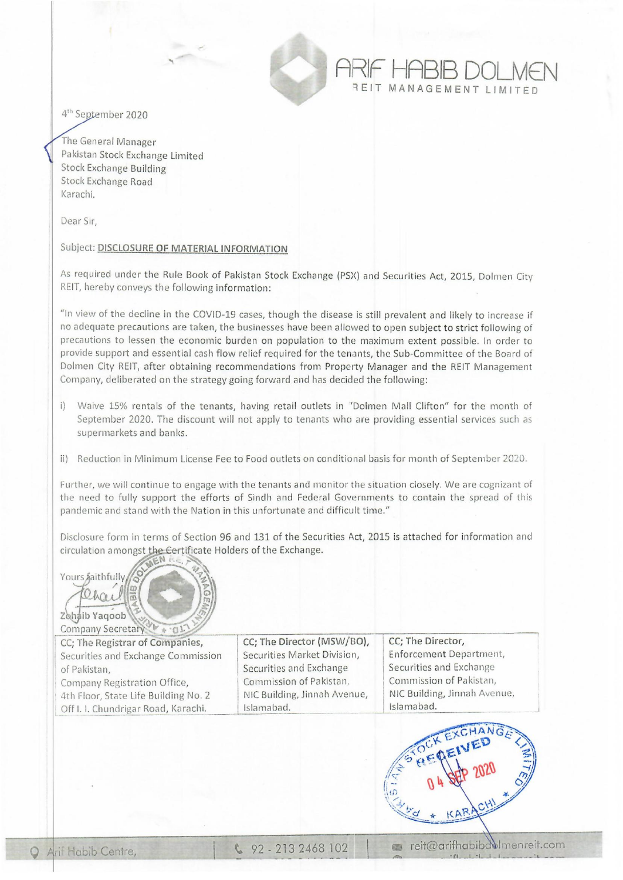# ARIF HABIB DOLMEN
REIT MANAGEMENT LIMITED

4th September 2020

The General Manager
Pakistan Stock Exchange Limited
Stock Exchange Building
Stock Exchange Road
Karachi.

Dear Sir,

Subject: **DISCLOSURE OF MATERIAL INFORMATION**

As required under the Rule Book of Pakistan Stock Exchange (PSX) and Securities Act, 2015, Dolmen City REIT, hereby conveys the following information:

"In view of the decline in the COVID-19 cases, though the disease is still prevalent and likely to increase if no adequate precautions are taken, the businesses have been allowed to open subject to strict following of precautions to lessen the economic burden on population to the maximum extent possible. In order to provide support and essential cash flow relief required for the tenants, the Sub-Committee of the Board of Dolmen City REIT, after obtaining recommendations from Property Manager and the REIT Management Company, deliberated on the strategy going forward and has decided the following:

i) Waive 15% rentals of the tenants, having retail outlets in "Dolmen Mall Clifton" for the month of September 2020. The discount will not apply to tenants who are providing essential services such as supermarkets and banks.

ii) Reduction in Minimum License Fee to Food outlets on conditional basis for month of September 2020.

Further, we will continue to engage with the tenants and monitor the situation closely. We are cognizant of the need to fully support the efforts of Sindh and Federal Governments to contain the spread of this pandemic and stand with the Nation in this unfortunate and difficult time."

Disclosure form in terms of Section 96 and 131 of the Securities Act, 2015 is attached for information and circulation amongst the Certificate Holders of the Exchange.

Yours faithfully,

Zohaib Yaqoob
Company Secretary

| CC; The Registrar of Companies, Securities and Exchange Commission of Pakistan, Company Registration Office, 4th Floor, State Life Building No. 2 Off I. I. Chundrigar Road, Karachi. | CC; The Director (MSW/EO), Securities Market Division, Securities and Exchange Commission of Pakistan. NIC Building, Jinnah Avenue, Islamabad. | CC; The Director, Enforcement Department, Securities and Exchange Commission of Pakistan, NIC Building, Jinnah Avenue, Islamabad. |
|---|---|---|

Arif Habib Centre, | 92 - 213 2468 102 | reit@arifhabibdolmenreit.com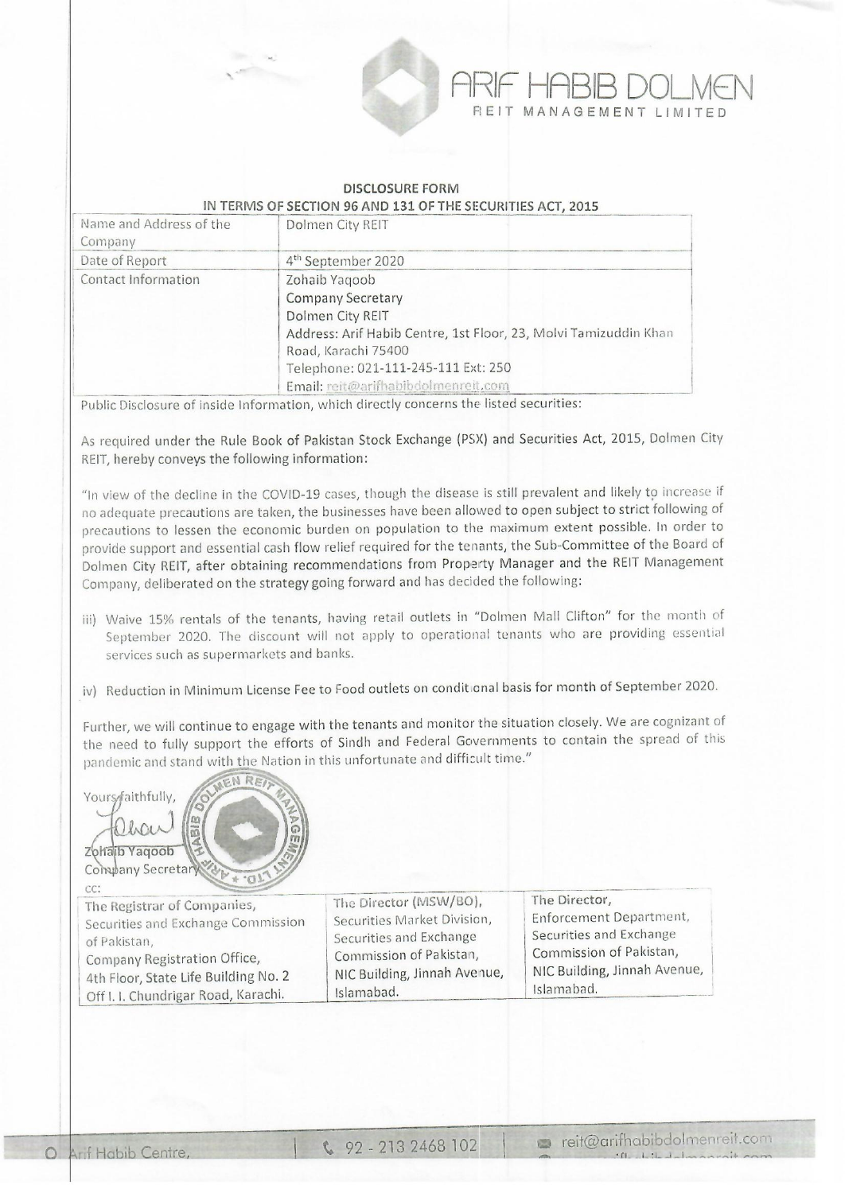ARIF HABIB DOLMEN
REIT MANAGEMENT LIMITED

## DISCLOSURE FORM

### IN TERMS OF SECTION 96 AND 131 OF THE SECURITIES ACT, 2015

| | |
|---|---|
| Name and Address of the Company | Dolmen City REIT |
| Date of Report | 4th September 2020 |
| Contact Information | Zohaib Yaqoob<br>Company Secretary<br>Dolmen City REIT<br>Address: Arif Habib Centre, 1st Floor, 23, Molvi Tamizuddin Khan Road, Karachi 75400<br>Telephone: 021-111-245-111 Ext: 250<br>Email: reit@arifhabibdolmenreit.com |

Public Disclosure of inside Information, which directly concerns the listed securities:

As required under the Rule Book of Pakistan Stock Exchange (PSX) and Securities Act, 2015, Dolmen City REIT, hereby conveys the following information:

"In view of the decline in the COVID-19 cases, though the disease is still prevalent and likely to increase if no adequate precautions are taken, the businesses have been allowed to open subject to strict following of precautions to lessen the economic burden on population to the maximum extent possible. In order to provide support and essential cash flow relief required for the tenants, the Sub-Committee of the Board of Dolmen City REIT, after obtaining recommendations from Property Manager and the REIT Management Company, deliberated on the strategy going forward and has decided the following:

iii) Waive 15% rentals of the tenants, having retail outlets in "Dolmen Mall Clifton" for the month of September 2020. The discount will not apply to operational tenants who are providing essential services such as supermarkets and banks.

iv) Reduction in Minimum License Fee to Food outlets on conditional basis for month of September 2020.

Further, we will continue to engage with the tenants and monitor the situation closely. We are cognizant of the need to fully support the efforts of Sindh and Federal Governments to contain the spread of this pandemic and stand with the Nation in this unfortunate and difficult time."

Yours faithfully,

Zohaib Yaqoob
Company Secretary

cc:

| | | |
|---|---|---|
| The Registrar of Companies,<br>Securities and Exchange Commission of Pakistan,<br>Company Registration Office,<br>4th Floor, State Life Building No. 2<br>Off I. I. Chundrigar Road, Karachi. | The Director (MSW/BO),<br>Securities Market Division,<br>Securities and Exchange Commission of Pakistan,<br>NIC Building, Jinnah Avenue,<br>Islamabad. | The Director,<br>Enforcement Department,<br>Securities and Exchange Commission of Pakistan,<br>NIC Building, Jinnah Avenue,<br>Islamabad. |